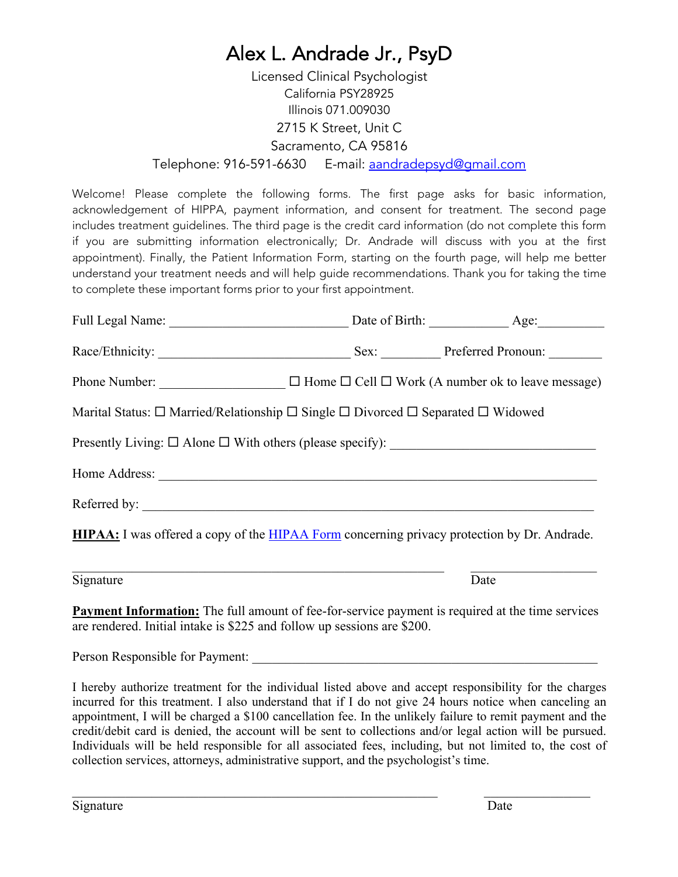# Alex L. Andrade Jr., PsyD

Licensed Clinical Psychologist
California PSY28925
Illinois 071.009030
2715 K Street, Unit C
Sacramento, CA 95816
Telephone: 916-591-6630 E-mail: [aandradepsyd@gmail.com](mailto:aandradepsyd@gmail.com)

Welcome! Please complete the following forms. The first page asks for basic information, acknowledgement of HIPPA, payment information, and consent for treatment. The second page includes treatment guidelines. The third page is the credit card information (do not complete this form if you are submitting information electronically; Dr. Andrade will discuss with you at the first appointment). Finally, the Patient Information Form, starting on the fourth page, will help me better understand your treatment needs and will help guide recommendations. Thank you for taking the time to complete these important forms prior to your first appointment.

Full Legal Name: ___________________________ Date of Birth: ____________ Age:__________

Race/Ethnicity: _____________________________ Sex: _________ Preferred Pronoun: ________

Phone Number: ___________________ ☐ Home ☐ Cell ☐ Work (A number ok to leave message)

Marital Status: ☐ Married/Relationship ☐ Single ☐ Divorced ☐ Separated ☐ Widowed

Presently Living: ☐ Alone ☐ With others (please specify): _______________________________

Home Address: ____________________________________________________________________

Referred by: ______________________________________________________________________

**HIPAA:** I was offered a copy of the HIPAA Form concerning privacy protection by Dr. Andrade.

_________________________________________________________ ____________________
Signature Date

**Payment Information:** The full amount of fee-for-service payment is required at the time services are rendered. Initial intake is $225 and follow up sessions are $200.

Person Responsible for Payment: _____________________________________________________

I hereby authorize treatment for the individual listed above and accept responsibility for the charges incurred for this treatment. I also understand that if I do not give 24 hours notice when canceling an appointment, I will be charged a $100 cancellation fee. In the unlikely failure to remit payment and the credit/debit card is denied, the account will be sent to collections and/or legal action will be pursued. Individuals will be held responsible for all associated fees, including, but not limited to, the cost of collection services, attorneys, administrative support, and the psychologist's time.

_________________________________________________________ ________________
Signature Date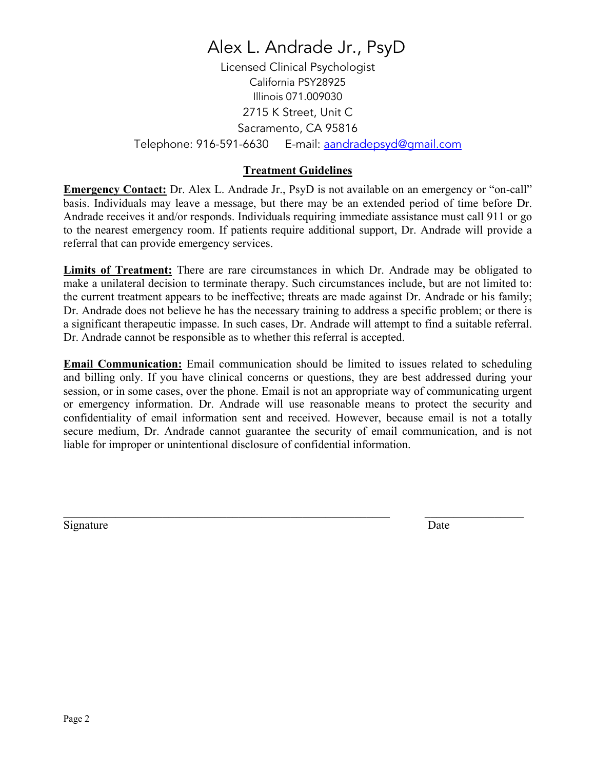# Alex L. Andrade Jr., PsyD

Licensed Clinical Psychologist
California PSY28925
Illinois 071.009030
2715 K Street, Unit C
Sacramento, CA 95816
Telephone: 916-591-6630 E-mail: aandradepsyd@gmail.com

## Treatment Guidelines

**Emergency Contact:** Dr. Alex L. Andrade Jr., PsyD is not available on an emergency or "on-call" basis. Individuals may leave a message, but there may be an extended period of time before Dr. Andrade receives it and/or responds. Individuals requiring immediate assistance must call 911 or go to the nearest emergency room. If patients require additional support, Dr. Andrade will provide a referral that can provide emergency services.

**Limits of Treatment:** There are rare circumstances in which Dr. Andrade may be obligated to make a unilateral decision to terminate therapy. Such circumstances include, but are not limited to: the current treatment appears to be ineffective; threats are made against Dr. Andrade or his family; Dr. Andrade does not believe he has the necessary training to address a specific problem; or there is a significant therapeutic impasse. In such cases, Dr. Andrade will attempt to find a suitable referral. Dr. Andrade cannot be responsible as to whether this referral is accepted.

**Email Communication:** Email communication should be limited to issues related to scheduling and billing only. If you have clinical concerns or questions, they are best addressed during your session, or in some cases, over the phone. Email is not an appropriate way of communicating urgent or emergency information. Dr. Andrade will use reasonable means to protect the security and confidentiality of email information sent and received. However, because email is not a totally secure medium, Dr. Andrade cannot guarantee the security of email communication, and is not liable for improper or unintentional disclosure of confidential information.

\_\_\_\_\_\_\_\_\_\_\_\_\_\_\_\_\_\_\_\_\_\_\_\_\_\_\_\_\_\_\_\_\_\_\_\_\_\_\_\_\_\_\_\_\_\_\_\_\_\_\_\_\_\_\_\_ \_\_\_\_\_\_\_\_\_\_\_\_\_\_\_\_\_\_
Signature Date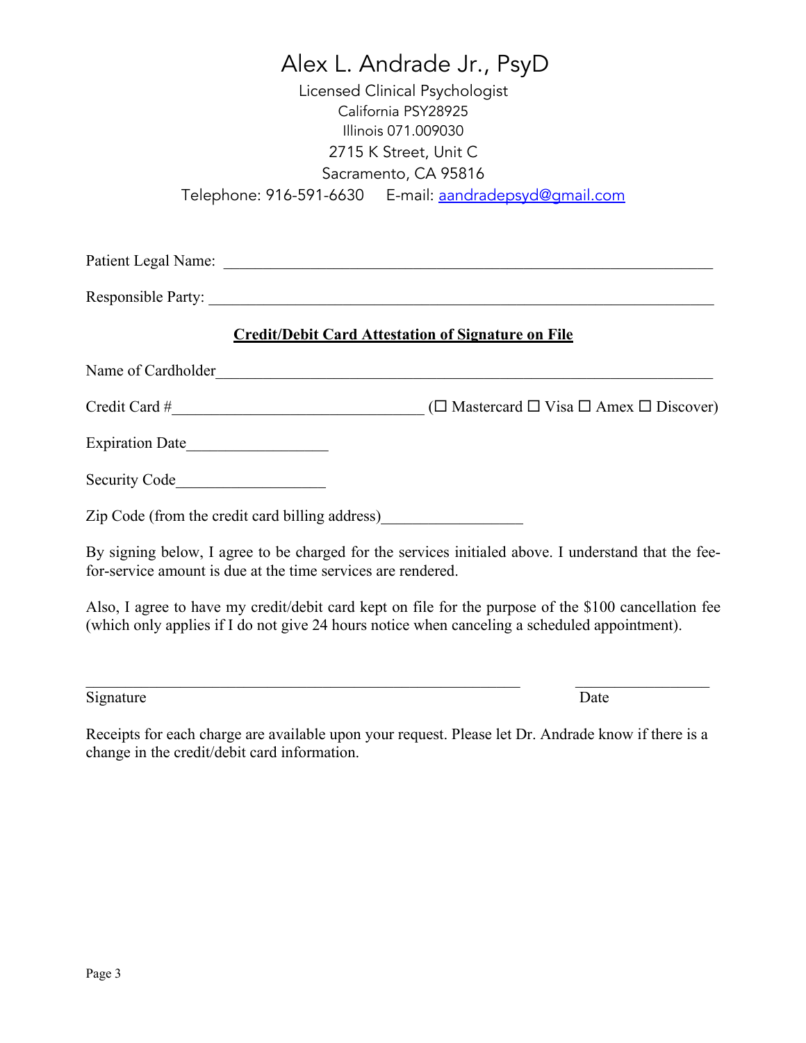# Alex L. Andrade Jr., PsyD

Licensed Clinical Psychologist
California PSY28925
Illinois 071.009030
2715 K Street, Unit C
Sacramento, CA 95816
Telephone: 916-591-6630 E-mail: [aandradepsyd@gmail.com](mailto:aandradepsyd@gmail.com)

Patient Legal Name: ______________________________________________________________

Responsible Party: ______________________________________________________________

## Credit/Debit Card Attestation of Signature on File

Name of Cardholder______________________________________________________________

Credit Card #______________________________ (☐ Mastercard ☐ Visa ☐ Amex ☐ Discover)

Expiration Date_________________

Security Code__________________

Zip Code (from the credit card billing address)_________________

By signing below, I agree to be charged for the services initialed above. I understand that the fee-for-service amount is due at the time services are rendered.

Also, I agree to have my credit/debit card kept on file for the purpose of the $100 cancellation fee (which only applies if I do not give 24 hours notice when canceling a scheduled appointment).

_____________________________________________________ _________________
Signature Date

Receipts for each charge are available upon your request. Please let Dr. Andrade know if there is a change in the credit/debit card information.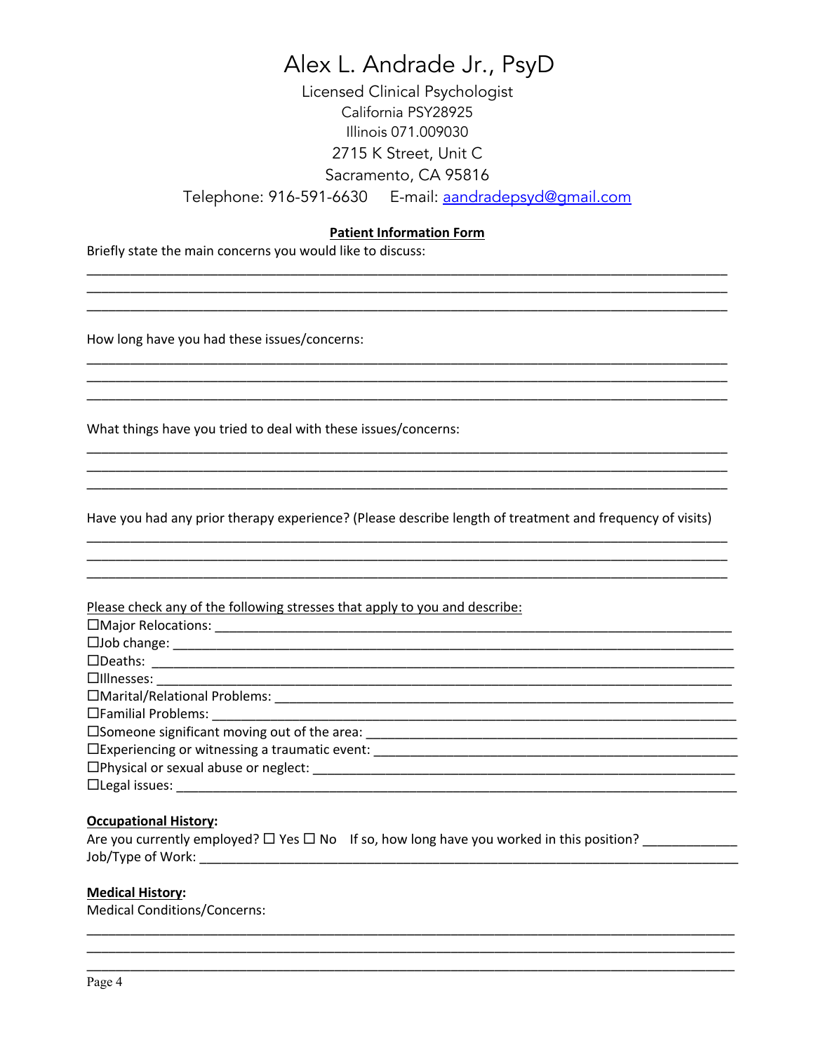# Alex L. Andrade Jr., PsyD

Licensed Clinical Psychologist
California PSY28925
Illinois 071.009030
2715 K Street, Unit C
Sacramento, CA 95816
Telephone: 916-591-6630     E-mail: [aandradepsyd@gmail.com](mailto:aandradepsyd@gmail.com)

## Patient Information Form

Briefly state the main concerns you would like to discuss:

_______________________________________________________________________________
_______________________________________________________________________________
_______________________________________________________________________________

How long have you had these issues/concerns:

_______________________________________________________________________________
_______________________________________________________________________________
_______________________________________________________________________________

What things have you tried to deal with these issues/concerns:

_______________________________________________________________________________
_______________________________________________________________________________
_______________________________________________________________________________

Have you had any prior therapy experience? (Please describe length of treatment and frequency of visits)

_______________________________________________________________________________
_______________________________________________________________________________
_______________________________________________________________________________

Please check any of the following stresses that apply to you and describe:

☐Major Relocations: ______________________________________________________________
☐Job change: ____________________________________________________________________
☐Deaths: _______________________________________________________________________
☐Illnesses: ______________________________________________________________________
☐Marital/Relational Problems: _____________________________________________________
☐Familial Problems: ______________________________________________________________
☐Someone significant moving out of the area: ________________________________________
☐Experiencing or witnessing a traumatic event: ______________________________________
☐Physical or sexual abuse or neglect: _______________________________________________
☐Legal issues: ___________________________________________________________________

**Occupational History:**

Are you currently employed? ☐ Yes ☐ No    If so, how long have you worked in this position? ____________
Job/Type of Work: _____________________________________________________________________

**Medical History:**

Medical Conditions/Concerns:

_______________________________________________________________________________
_______________________________________________________________________________
_______________________________________________________________________________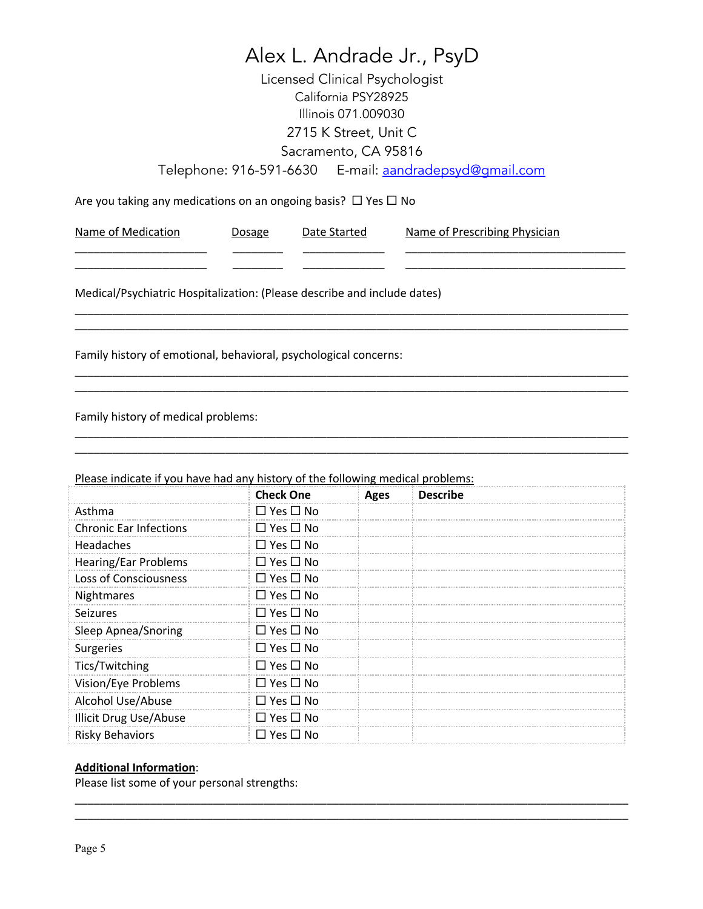# Alex L. Andrade Jr., PsyD

Licensed Clinical Psychologist
California PSY28925
Illinois 071.009030
2715 K Street, Unit C
Sacramento, CA 95816
Telephone: 916-591-6630 E-mail: aandradepsyd@gmail.com

Are you taking any medications on an ongoing basis? ☐ Yes ☐ No

| Name of Medication | Dosage | Date Started | Name of Prescribing Physician |
|---|---|---|---|
| ____________________ | ________ | ____________ | ________________________________ |
| ____________________ | ________ | ____________ | ________________________________ |

Medical/Psychiatric Hospitalization: (Please describe and include dates)

_______________________________________________________________________________
_______________________________________________________________________________

Family history of emotional, behavioral, psychological concerns:

_______________________________________________________________________________
_______________________________________________________________________________

Family history of medical problems:

_______________________________________________________________________________
_______________________________________________________________________________

Please indicate if you have had any history of the following medical problems:

| | Check One | Ages | Describe |
|---|---|---|---|
| Asthma | ☐ Yes ☐ No | | |
| Chronic Ear Infections | ☐ Yes ☐ No | | |
| Headaches | ☐ Yes ☐ No | | |
| Hearing/Ear Problems | ☐ Yes ☐ No | | |
| Loss of Consciousness | ☐ Yes ☐ No | | |
| Nightmares | ☐ Yes ☐ No | | |
| Seizures | ☐ Yes ☐ No | | |
| Sleep Apnea/Snoring | ☐ Yes ☐ No | | |
| Surgeries | ☐ Yes ☐ No | | |
| Tics/Twitching | ☐ Yes ☐ No | | |
| Vision/Eye Problems | ☐ Yes ☐ No | | |
| Alcohol Use/Abuse | ☐ Yes ☐ No | | |
| Illicit Drug Use/Abuse | ☐ Yes ☐ No | | |
| Risky Behaviors | ☐ Yes ☐ No | | |

**Additional Information**:
Please list some of your personal strengths:

_______________________________________________________________________________
_______________________________________________________________________________